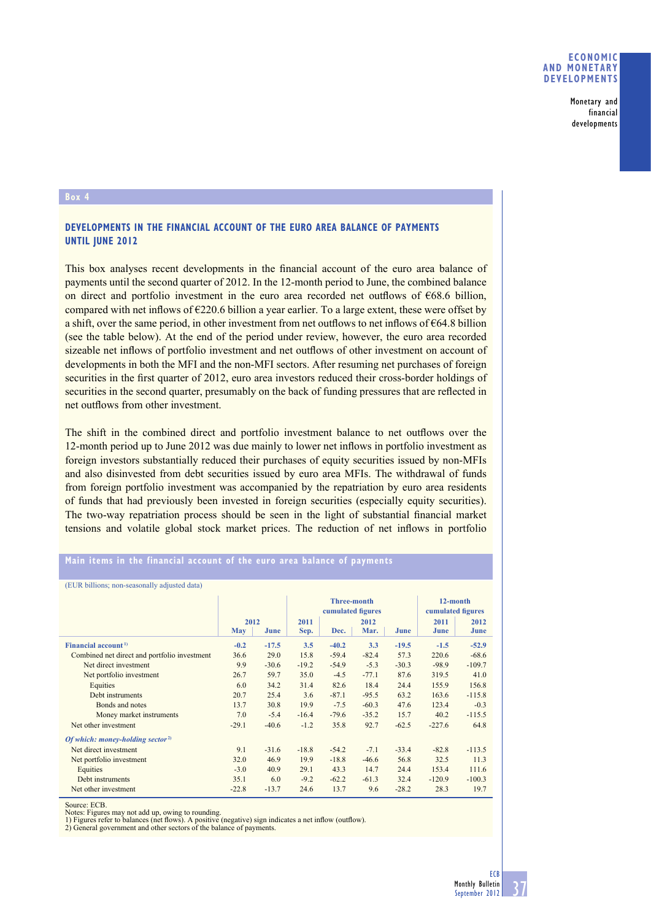## Box 4

### DEVELOPMENTS IN THE FINANCIAL ACCOUNT OF THE EURO AREA BALANCE OF PAYMENTS UNTIL JUNE 2012

This box analyses recent developments in the financial account of the euro area balance of payments until the second quarter of 2012. In the 12-month period to June, the combined balance on direct and portfolio investment in the euro area recorded net outflows of €68.6 billion, compared with net inflows of €220.6 billion a year earlier. To a large extent, these were offset by a shift, over the same period, in other investment from net outflows to net inflows of €64.8 billion (see the table below). At the end of the period under review, however, the euro area recorded sizeable net inflows of portfolio investment and net outflows of other investment on account of developments in both the MFI and the non-MFI sectors. After resuming net purchases of foreign securities in the first quarter of 2012, euro area investors reduced their cross-border holdings of securities in the second quarter, presumably on the back of funding pressures that are reflected in net outflows from other investment.

The shift in the combined direct and portfolio investment balance to net outflows over the 12-month period up to June 2012 was due mainly to lower net inflows in portfolio investment as foreign investors substantially reduced their purchases of equity securities issued by non-MFIs and also disinvested from debt securities issued by euro area MFIs. The withdrawal of funds from foreign portfolio investment was accompanied by the repatriation by euro area residents of funds that had previously been invested in foreign securities (especially equity securities). The two-way repatriation process should be seen in the light of substantial financial market tensions and volatile global stock market prices. The reduction of net inflows in portfolio

**Main items in the financial account of the euro area balance of payments**

(EUR billions; non-seasonally adjusted data)

| | 2012 | | Three-month cumulated figures | | | | 12-month cumulated figures | |
|---|---|---|---|---|---|---|---|---|
| | | | 2011 | | 2012 | | 2011 | 2012 |
| | May | June | Sep. | Dec. | Mar. | June | June | June |
| **Financial account** [1] | **-0.2** | **-17.5** | **3.5** | **-40.2** | **3.3** | **-19.5** | **-1.5** | **-52.9** |
| Combined net direct and portfolio investment | 36.6 | 29.0 | 15.8 | -59.4 | -82.4 | 57.3 | 220.6 | -68.6 |
| Net direct investment | 9.9 | -30.6 | -19.2 | -54.9 | -5.3 | -30.3 | -98.9 | -109.7 |
| Net portfolio investment | 26.7 | 59.7 | 35.0 | -4.5 | -77.1 | 87.6 | 319.5 | 41.0 |
| Equities | 6.0 | 34.2 | 31.4 | 82.6 | 18.4 | 24.4 | 155.9 | 156.8 |
| Debt instruments | 20.7 | 25.4 | 3.6 | -87.1 | -95.5 | 63.2 | 163.6 | -115.8 |
| Bonds and notes | 13.7 | 30.8 | 19.9 | -7.5 | -60.3 | 47.6 | 123.4 | -0.3 |
| Money market instruments | 7.0 | -5.4 | -16.4 | -79.6 | -35.2 | 15.7 | 40.2 | -115.5 |
| Net other investment | -29.1 | -40.6 | -1.2 | 35.8 | 92.7 | -62.5 | -227.6 | 64.8 |
| ***Of which: money-holding sector*** [2] | | | | | | | | |
| Net direct investment | 9.1 | -31.6 | -18.8 | -54.2 | -7.1 | -33.4 | -82.8 | -113.5 |
| Net portfolio investment | 32.0 | 46.9 | 19.9 | -18.8 | -46.6 | 56.8 | 32.5 | 11.3 |
| Equities | -3.0 | 40.9 | 29.1 | 43.3 | 14.7 | 24.4 | 153.4 | 111.6 |
| Debt instruments | 35.1 | 6.0 | -9.2 | -62.2 | -61.3 | 32.4 | -120.9 | -100.3 |
| Net other investment | -22.8 | -13.7 | 24.6 | 13.7 | 9.6 | -28.2 | 28.3 | 19.7 |

Source: ECB.
Notes: Figures may not add up, owing to rounding.
1) Figures refer to balances (net flows). A positive (negative) sign indicates a net inflow (outflow).
2) General government and other sectors of the balance of payments.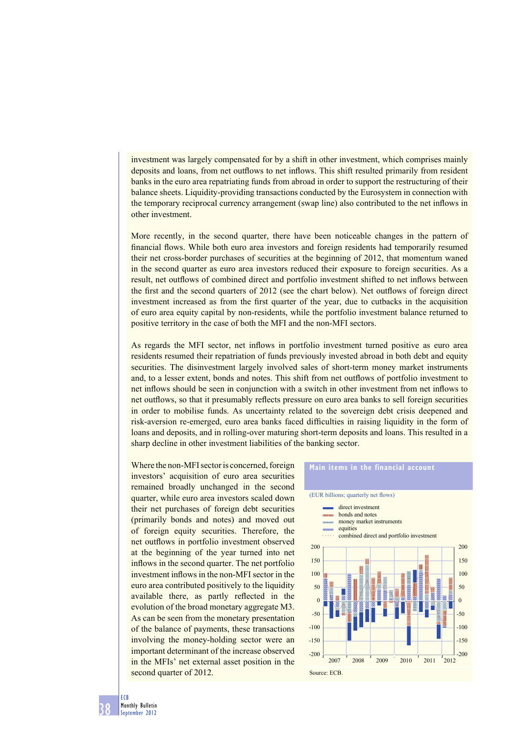investment was largely compensated for by a shift in other investment, which comprises mainly deposits and loans, from net outflows to net inflows. This shift resulted primarily from resident banks in the euro area repatriating funds from abroad in order to support the restructuring of their balance sheets. Liquidity-providing transactions conducted by the Eurosystem in connection with the temporary reciprocal currency arrangement (swap line) also contributed to the net inflows in other investment.

More recently, in the second quarter, there have been noticeable changes in the pattern of financial flows. While both euro area investors and foreign residents had temporarily resumed their net cross-border purchases of securities at the beginning of 2012, that momentum waned in the second quarter as euro area investors reduced their exposure to foreign securities. As a result, net outflows of combined direct and portfolio investment shifted to net inflows between the first and the second quarters of 2012 (see the chart below). Net outflows of foreign direct investment increased as from the first quarter of the year, due to cutbacks in the acquisition of euro area equity capital by non-residents, while the portfolio investment balance returned to positive territory in the case of both the MFI and the non-MFI sectors.

As regards the MFI sector, net inflows in portfolio investment turned positive as euro area residents resumed their repatriation of funds previously invested abroad in both debt and equity securities. The disinvestment largely involved sales of short-term money market instruments and, to a lesser extent, bonds and notes. This shift from net outflows of portfolio investment to net inflows should be seen in conjunction with a switch in other investment from net inflows to net outflows, so that it presumably reflects pressure on euro area banks to sell foreign securities in order to mobilise funds. As uncertainty related to the sovereign debt crisis deepened and risk-aversion re-emerged, euro area banks faced difficulties in raising liquidity in the form of loans and deposits, and in rolling-over maturing short-term deposits and loans. This resulted in a sharp decline in other investment liabilities of the banking sector.

Where the non-MFI sector is concerned, foreign investors' acquisition of euro area securities remained broadly unchanged in the second quarter, while euro area investors scaled down their net purchases of foreign debt securities (primarily bonds and notes) and moved out of foreign equity securities. Therefore, the net outflows in portfolio investment observed at the beginning of the year turned into net inflows in the second quarter. The net portfolio investment inflows in the non-MFI sector in the euro area contributed positively to the liquidity available there, as partly reflected in the evolution of the broad monetary aggregate M3. As can be seen from the monetary presentation of the balance of payments, these transactions involving the money-holding sector were an important determinant of the increase observed in the MFIs' net external asset position in the second quarter of 2012.

**Main items in the financial account**

(EUR billions; quarterly net flows)

direct investment
bonds and notes
money market instruments
equities
combined direct and portfolio investment

200
150
100
50
0
-50
-100
-150
-200

2007 2008 2009 2010 2011 2012

Source: ECB.